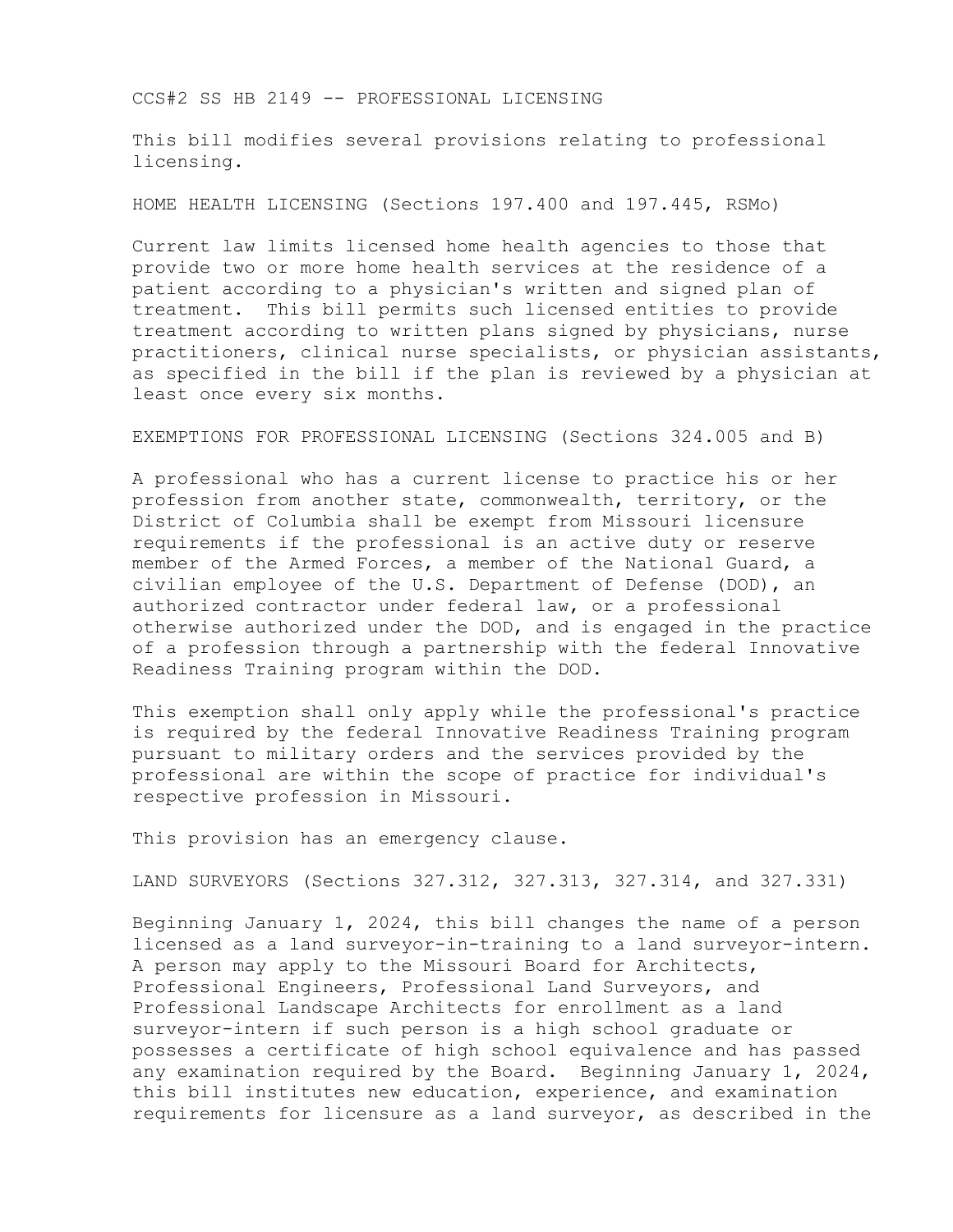# CCS#2 SS HB 2149 -- PROFESSIONAL LICENSING

This bill modifies several provisions relating to professional licensing.

## HOME HEALTH LICENSING (Sections 197.400 and 197.445, RSMo)

Current law limits licensed home health agencies to those that provide two or more home health services at the residence of a patient according to a physician's written and signed plan of treatment. This bill permits such licensed entities to provide treatment according to written plans signed by physicians, nurse practitioners, clinical nurse specialists, or physician assistants, as specified in the bill if the plan is reviewed by a physician at least once every six months.

## EXEMPTIONS FOR PROFESSIONAL LICENSING (Sections 324.005 and B)

A professional who has a current license to practice his or her profession from another state, commonwealth, territory, or the District of Columbia shall be exempt from Missouri licensure requirements if the professional is an active duty or reserve member of the Armed Forces, a member of the National Guard, a civilian employee of the U.S. Department of Defense (DOD), an authorized contractor under federal law, or a professional otherwise authorized under the DOD, and is engaged in the practice of a profession through a partnership with the federal Innovative Readiness Training program within the DOD.

This exemption shall only apply while the professional's practice is required by the federal Innovative Readiness Training program pursuant to military orders and the services provided by the professional are within the scope of practice for individual's respective profession in Missouri.

This provision has an emergency clause.

## LAND SURVEYORS (Sections 327.312, 327.313, 327.314, and 327.331)

Beginning January 1, 2024, this bill changes the name of a person licensed as a land surveyor-in-training to a land surveyor-intern. A person may apply to the Missouri Board for Architects, Professional Engineers, Professional Land Surveyors, and Professional Landscape Architects for enrollment as a land surveyor-intern if such person is a high school graduate or possesses a certificate of high school equivalence and has passed any examination required by the Board. Beginning January 1, 2024, this bill institutes new education, experience, and examination requirements for licensure as a land surveyor, as described in the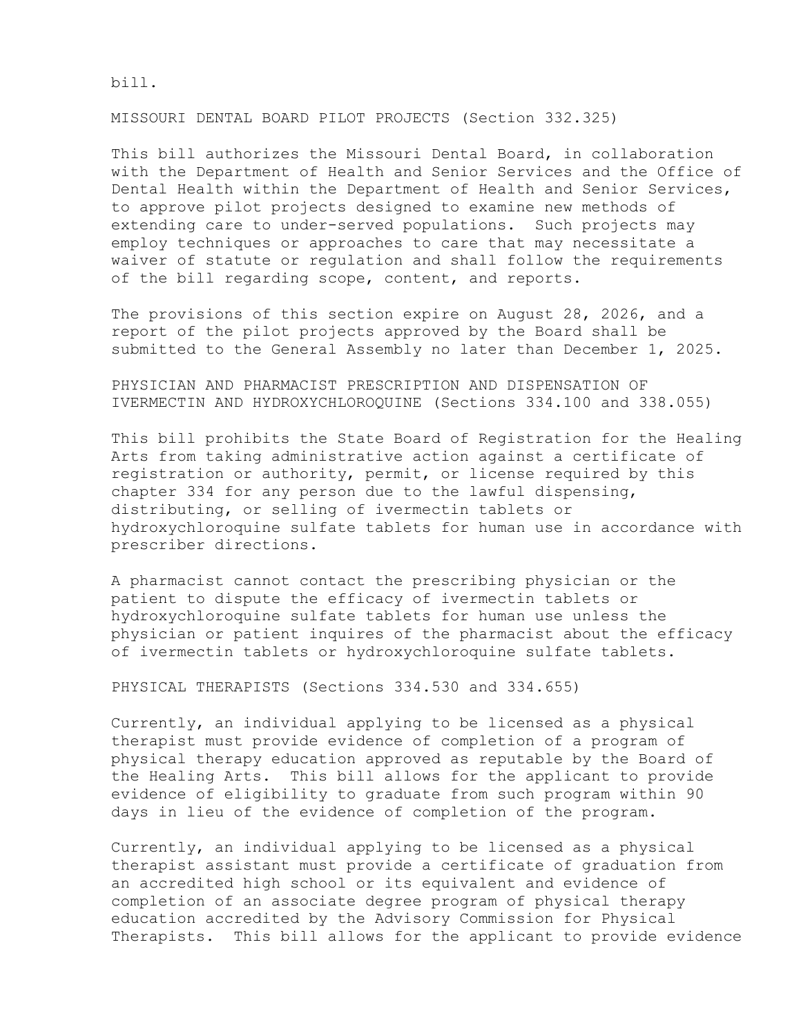bill.

MISSOURI DENTAL BOARD PILOT PROJECTS (Section 332.325)

This bill authorizes the Missouri Dental Board, in collaboration with the Department of Health and Senior Services and the Office of Dental Health within the Department of Health and Senior Services, to approve pilot projects designed to examine new methods of extending care to under-served populations. Such projects may employ techniques or approaches to care that may necessitate a waiver of statute or regulation and shall follow the requirements of the bill regarding scope, content, and reports.

The provisions of this section expire on August 28, 2026, and a report of the pilot projects approved by the Board shall be submitted to the General Assembly no later than December 1, 2025.

PHYSICIAN AND PHARMACIST PRESCRIPTION AND DISPENSATION OF IVERMECTIN AND HYDROXYCHLOROQUINE (Sections 334.100 and 338.055)

This bill prohibits the State Board of Registration for the Healing Arts from taking administrative action against a certificate of registration or authority, permit, or license required by this chapter 334 for any person due to the lawful dispensing, distributing, or selling of ivermectin tablets or hydroxychloroquine sulfate tablets for human use in accordance with prescriber directions.

A pharmacist cannot contact the prescribing physician or the patient to dispute the efficacy of ivermectin tablets or hydroxychloroquine sulfate tablets for human use unless the physician or patient inquires of the pharmacist about the efficacy of ivermectin tablets or hydroxychloroquine sulfate tablets.

PHYSICAL THERAPISTS (Sections 334.530 and 334.655)

Currently, an individual applying to be licensed as a physical therapist must provide evidence of completion of a program of physical therapy education approved as reputable by the Board of the Healing Arts. This bill allows for the applicant to provide evidence of eligibility to graduate from such program within 90 days in lieu of the evidence of completion of the program.

Currently, an individual applying to be licensed as a physical therapist assistant must provide a certificate of graduation from an accredited high school or its equivalent and evidence of completion of an associate degree program of physical therapy education accredited by the Advisory Commission for Physical Therapists. This bill allows for the applicant to provide evidence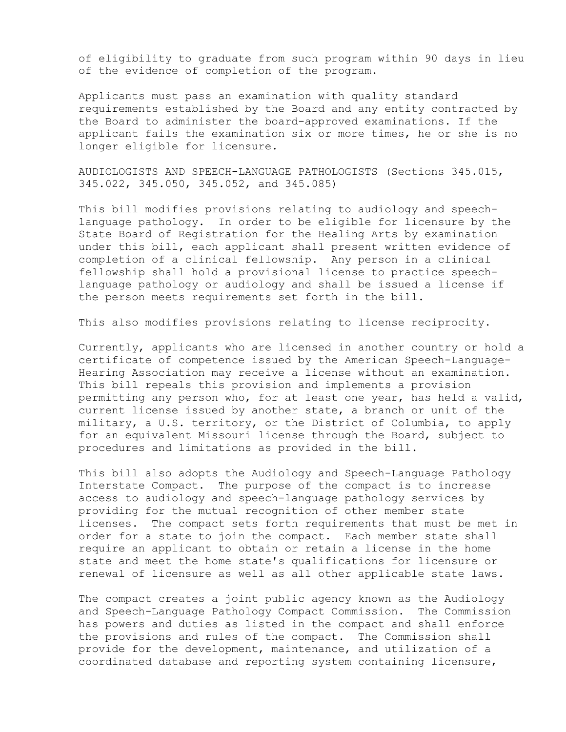of eligibility to graduate from such program within 90 days in lieu of the evidence of completion of the program.

Applicants must pass an examination with quality standard requirements established by the Board and any entity contracted by the Board to administer the board-approved examinations. If the applicant fails the examination six or more times, he or she is no longer eligible for licensure.

AUDIOLOGISTS AND SPEECH-LANGUAGE PATHOLOGISTS (Sections 345.015, 345.022, 345.050, 345.052, and 345.085)

This bill modifies provisions relating to audiology and speech-language pathology. In order to be eligible for licensure by the State Board of Registration for the Healing Arts by examination under this bill, each applicant shall present written evidence of completion of a clinical fellowship. Any person in a clinical fellowship shall hold a provisional license to practice speech-language pathology or audiology and shall be issued a license if the person meets requirements set forth in the bill.

This also modifies provisions relating to license reciprocity.

Currently, applicants who are licensed in another country or hold a certificate of competence issued by the American Speech-Language-Hearing Association may receive a license without an examination. This bill repeals this provision and implements a provision permitting any person who, for at least one year, has held a valid, current license issued by another state, a branch or unit of the military, a U.S. territory, or the District of Columbia, to apply for an equivalent Missouri license through the Board, subject to procedures and limitations as provided in the bill.

This bill also adopts the Audiology and Speech-Language Pathology Interstate Compact. The purpose of the compact is to increase access to audiology and speech-language pathology services by providing for the mutual recognition of other member state licenses. The compact sets forth requirements that must be met in order for a state to join the compact. Each member state shall require an applicant to obtain or retain a license in the home state and meet the home state's qualifications for licensure or renewal of licensure as well as all other applicable state laws.

The compact creates a joint public agency known as the Audiology and Speech-Language Pathology Compact Commission. The Commission has powers and duties as listed in the compact and shall enforce the provisions and rules of the compact. The Commission shall provide for the development, maintenance, and utilization of a coordinated database and reporting system containing licensure,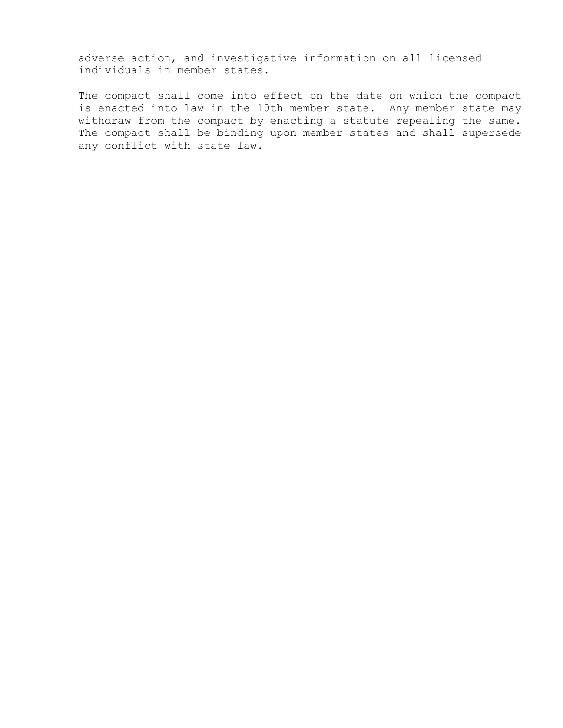adverse action, and investigative information on all licensed individuals in member states.

The compact shall come into effect on the date on which the compact is enacted into law in the 10th member state. Any member state may withdraw from the compact by enacting a statute repealing the same. The compact shall be binding upon member states and shall supersede any conflict with state law.